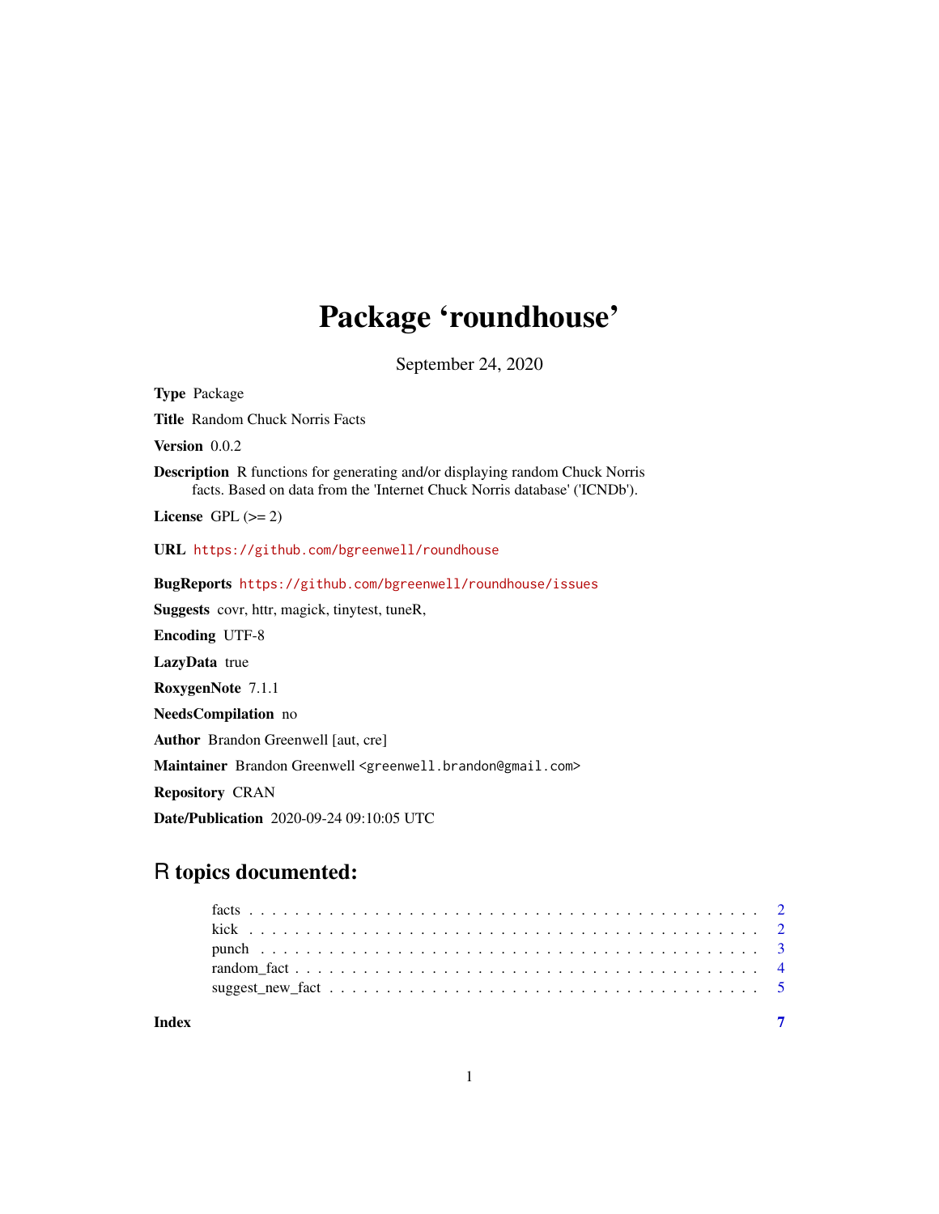# Package 'roundhouse'

September 24, 2020

**Type** Package

**Title** Random Chuck Norris Facts

**Version** 0.0.2

**Description** R functions for generating and/or displaying random Chuck Norris facts. Based on data from the 'Internet Chuck Norris database' ('ICNDb').

**License** GPL (>= 2)

**URL** https://github.com/bgreenwell/roundhouse

**BugReports** https://github.com/bgreenwell/roundhouse/issues

**Suggests** covr, httr, magick, tinytest, tuneR,

**Encoding** UTF-8

**LazyData** true

**RoxygenNote** 7.1.1

**NeedsCompilation** no

**Author** Brandon Greenwell [aut, cre]

**Maintainer** Brandon Greenwell <greenwell.brandon@gmail.com>

**Repository** CRAN

**Date/Publication** 2020-09-24 09:10:05 UTC

## R topics documented:

- facts . . . . . . . . . . . . . . . . . . . . . . . . . . . . . . . . . . . . . . . . . . 2
- kick . . . . . . . . . . . . . . . . . . . . . . . . . . . . . . . . . . . . . . . . . . 2
- punch . . . . . . . . . . . . . . . . . . . . . . . . . . . . . . . . . . . . . . . . . 3
- random_fact . . . . . . . . . . . . . . . . . . . . . . . . . . . . . . . . . . . . . . 4
- suggest_new_fact . . . . . . . . . . . . . . . . . . . . . . . . . . . . . . . . . . . 5

**Index** 7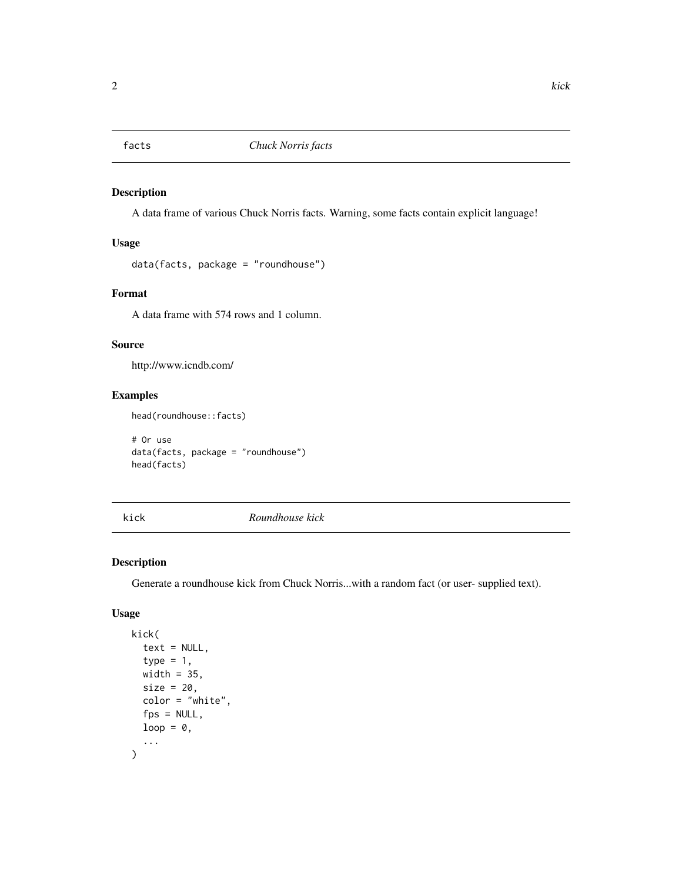## facts — *Chuck Norris facts*

### Description

A data frame of various Chuck Norris facts. Warning, some facts contain explicit language!

### Usage

```
data(facts, package = "roundhouse")
```

### Format

A data frame with 574 rows and 1 column.

### Source

http://www.icndb.com/

### Examples

```
head(roundhouse::facts)

# Or use
data(facts, package = "roundhouse")
head(facts)
```

## kick — *Roundhouse kick*

### Description

Generate a roundhouse kick from Chuck Norris...with a random fact (or user- supplied text).

### Usage

```
kick(
  text = NULL,
  type = 1,
  width = 35,
  size = 20,
  color = "white",
  fps = NULL,
  loop = 0,
  ...
)
```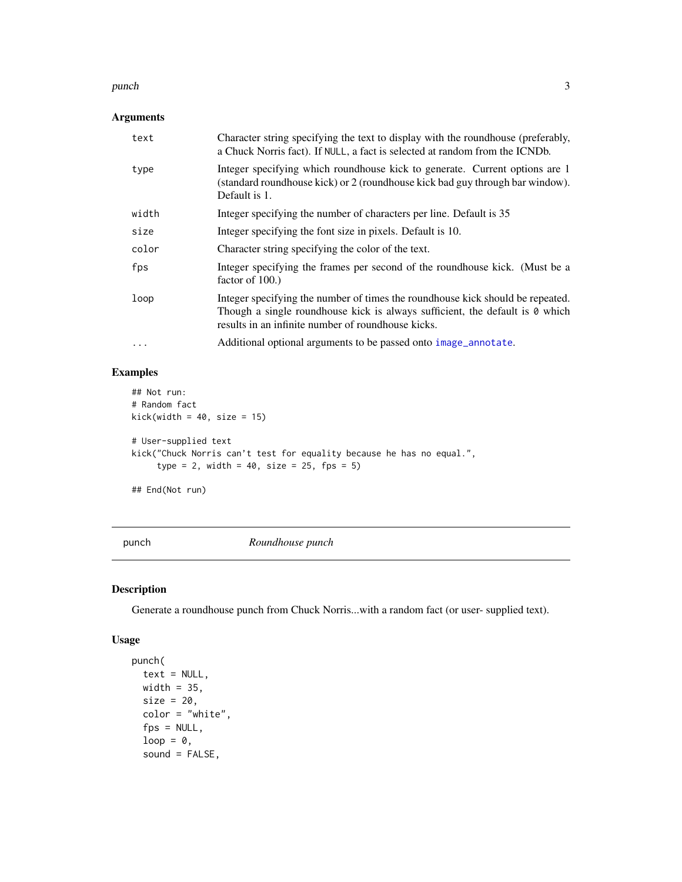### Arguments

| | |
|---|---|
| `text` | Character string specifying the text to display with the roundhouse (preferably, a Chuck Norris fact). If `NULL`, a fact is selected at random from the ICNDb. |
| `type` | Integer specifying which roundhouse kick to generate. Current options are 1 (standard roundhouse kick) or 2 (roundhouse kick bad guy through bar window). Default is 1. |
| `width` | Integer specifying the number of characters per line. Default is 35 |
| `size` | Integer specifying the font size in pixels. Default is 10. |
| `color` | Character string specifying the color of the text. |
| `fps` | Integer specifying the frames per second of the roundhouse kick. (Must be a factor of 100.) |
| `loop` | Integer specifying the number of times the roundhouse kick should be repeated. Though a single roundhouse kick is always sufficient, the default is `0` which results in an infinite number of roundhouse kicks. |
| `...` | Additional optional arguments to be passed onto `image_annotate`. |

### Examples

```
## Not run:
# Random fact
kick(width = 40, size = 15)

# User-supplied text
kick("Chuck Norris can't test for equality because he has no equal.",
     type = 2, width = 40, size = 25, fps = 5)

## End(Not run)
```

---

## `punch` *Roundhouse punch*

### Description

Generate a roundhouse punch from Chuck Norris...with a random fact (or user- supplied text).

### Usage

```
punch(
  text = NULL,
  width = 35,
  size = 20,
  color = "white",
  fps = NULL,
  loop = 0,
  sound = FALSE,
```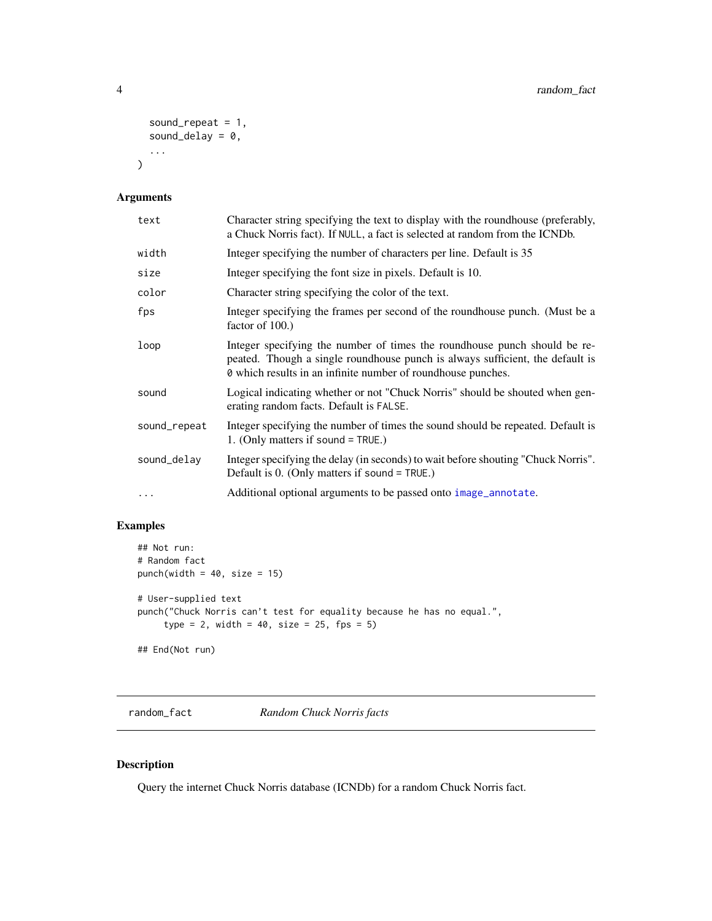```
  sound_repeat = 1,
  sound_delay = 0,
  ...
)
```

### Arguments

| | |
|---|---|
| `text` | Character string specifying the text to display with the roundhouse (preferably, a Chuck Norris fact). If `NULL`, a fact is selected at random from the ICNDb. |
| `width` | Integer specifying the number of characters per line. Default is 35 |
| `size` | Integer specifying the font size in pixels. Default is 10. |
| `color` | Character string specifying the color of the text. |
| `fps` | Integer specifying the frames per second of the roundhouse punch. (Must be a factor of 100.) |
| `loop` | Integer specifying the number of times the roundhouse punch should be repeated. Though a single roundhouse punch is always sufficient, the default is `0` which results in an infinite number of roundhouse punches. |
| `sound` | Logical indicating whether or not "Chuck Norris" should be shouted when generating random facts. Default is `FALSE`. |
| `sound_repeat` | Integer specifying the number of times the sound should be repeated. Default is 1. (Only matters if `sound = TRUE`.) |
| `sound_delay` | Integer specifying the delay (in seconds) to wait before shouting "Chuck Norris". Default is 0. (Only matters if `sound = TRUE`.) |
| `...` | Additional optional arguments to be passed onto `image_annotate`. |

### Examples

```
## Not run:
# Random fact
punch(width = 40, size = 15)

# User-supplied text
punch("Chuck Norris can't test for equality because he has no equal.",
      type = 2, width = 40, size = 25, fps = 5)

## End(Not run)
```

## `random_fact` *Random Chuck Norris facts*

### Description

Query the internet Chuck Norris database (ICNDb) for a random Chuck Norris fact.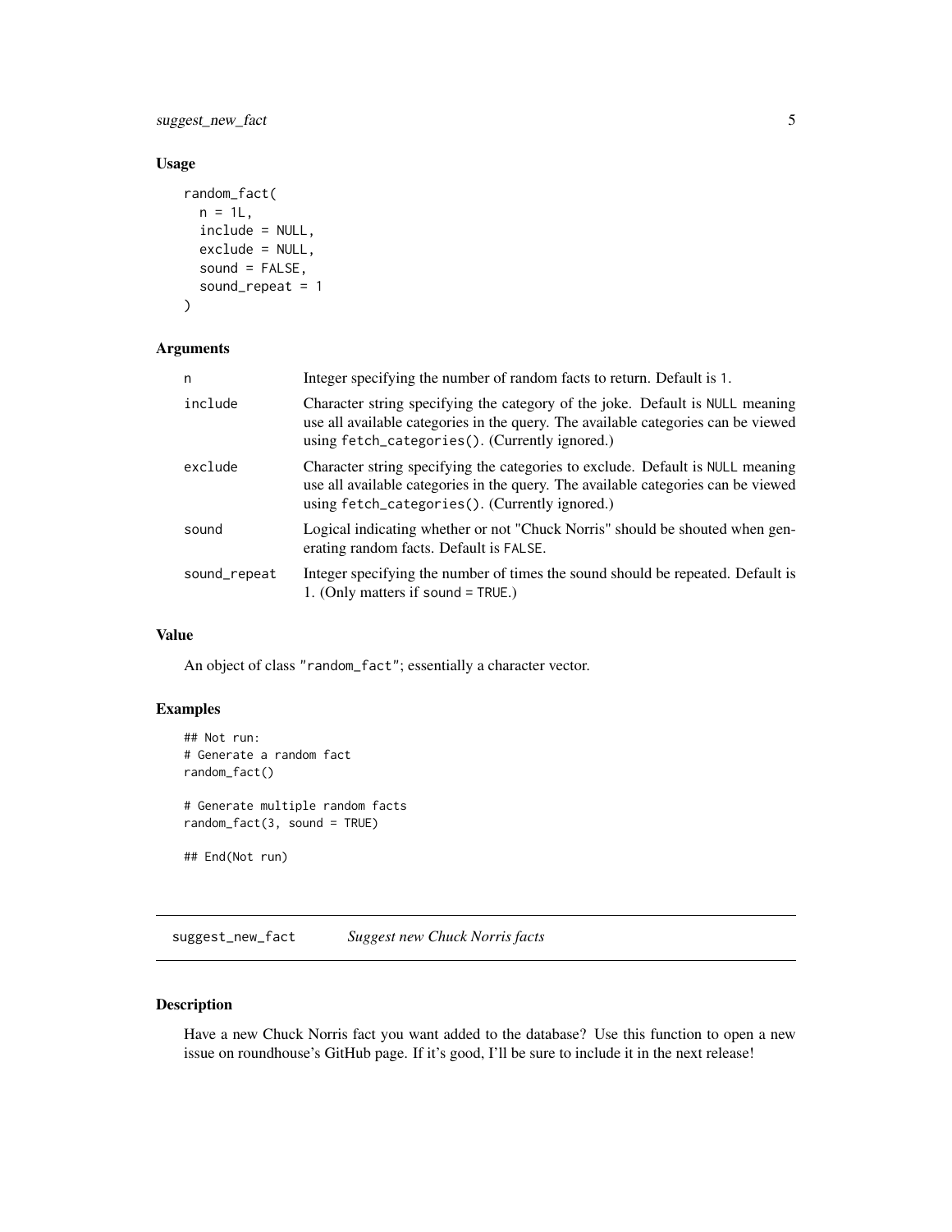### Usage

```
random_fact(
  n = 1L,
  include = NULL,
  exclude = NULL,
  sound = FALSE,
  sound_repeat = 1
)
```

### Arguments

| | |
|---|---|
| `n` | Integer specifying the number of random facts to return. Default is `1`. |
| `include` | Character string specifying the category of the joke. Default is `NULL` meaning use all available categories in the query. The available categories can be viewed using `fetch_categories()`. (Currently ignored.) |
| `exclude` | Character string specifying the categories to exclude. Default is `NULL` meaning use all available categories in the query. The available categories can be viewed using `fetch_categories()`. (Currently ignored.) |
| `sound` | Logical indicating whether or not "Chuck Norris" should be shouted when generating random facts. Default is `FALSE`. |
| `sound_repeat` | Integer specifying the number of times the sound should be repeated. Default is 1. (Only matters if `sound = TRUE`.) |

### Value

An object of class `"random_fact"`; essentially a character vector.

### Examples

```
## Not run:
# Generate a random fact
random_fact()

# Generate multiple random facts
random_fact(3, sound = TRUE)

## End(Not run)
```

---

## `suggest_new_fact` *Suggest new Chuck Norris facts*

---

### Description

Have a new Chuck Norris fact you want added to the database? Use this function to open a new issue on roundhouse's GitHub page. If it's good, I'll be sure to include it in the next release!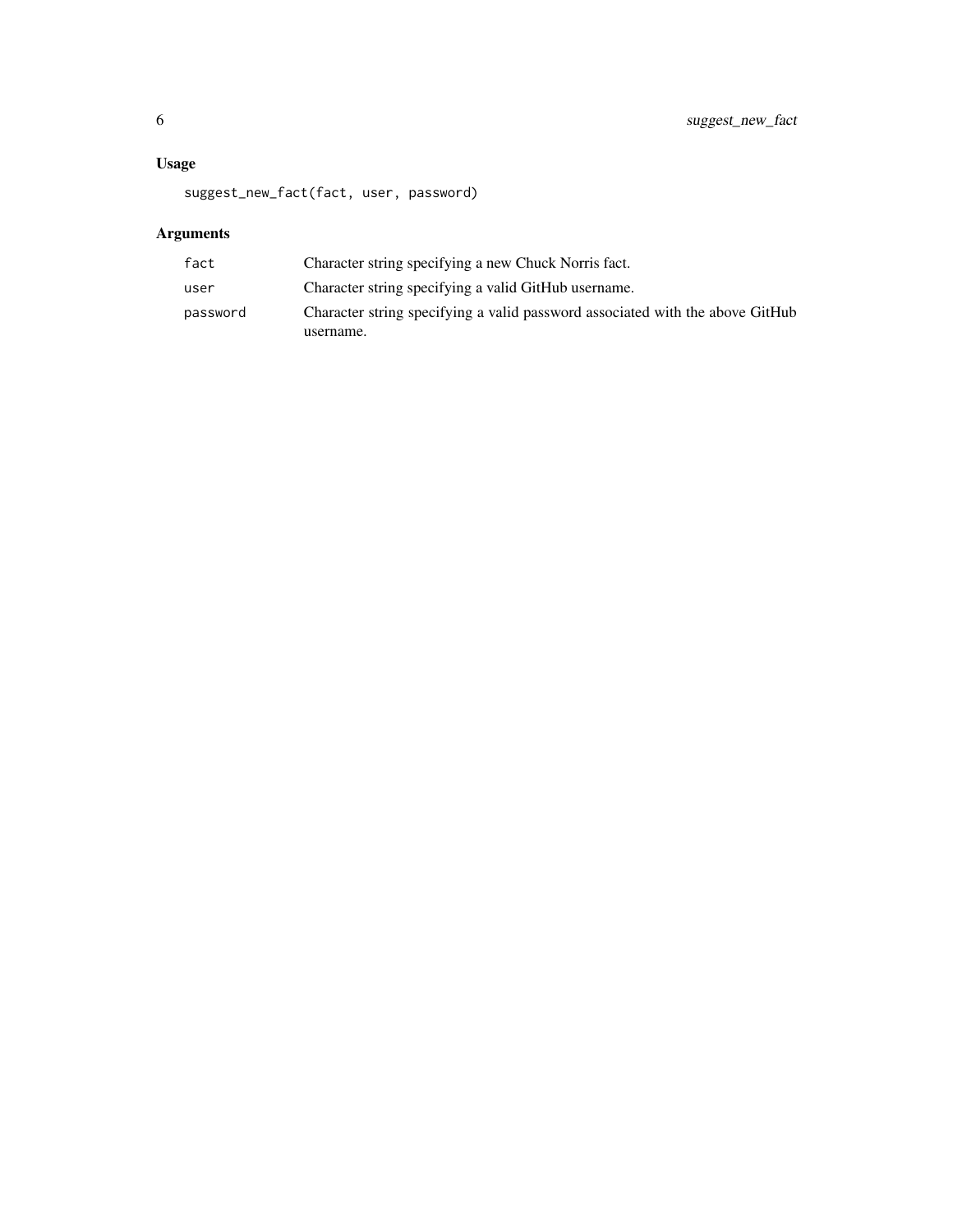## Usage

```
suggest_new_fact(fact, user, password)
```

## Arguments

| | |
|---|---|
| fact | Character string specifying a new Chuck Norris fact. |
| user | Character string specifying a valid GitHub username. |
| password | Character string specifying a valid password associated with the above GitHub username. |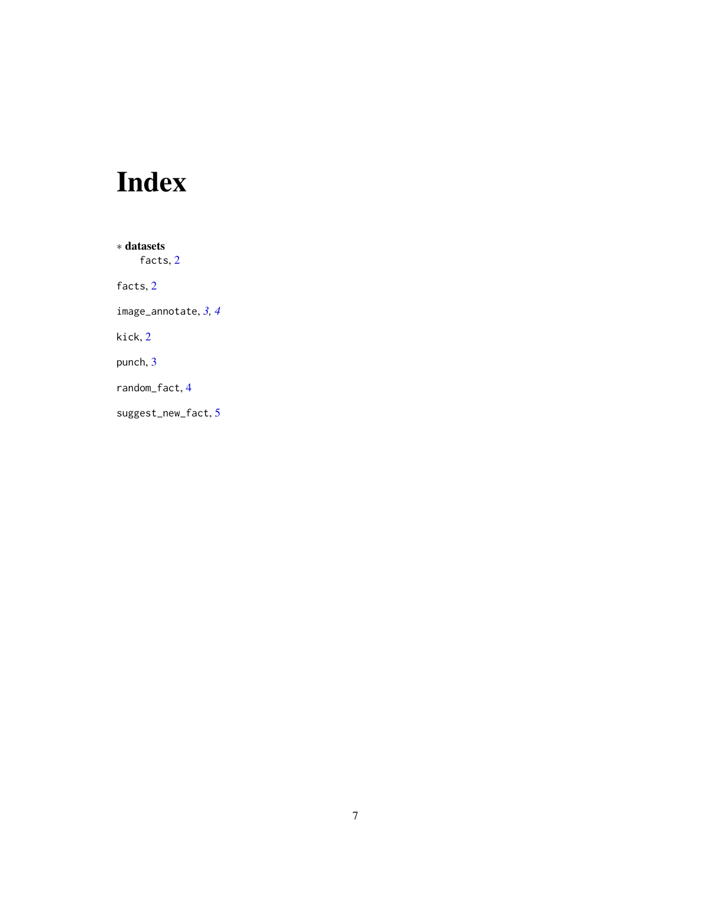# Index

∗ **datasets**
    facts, 2

facts, 2

image_annotate, *3, 4*

kick, 2

punch, 3

random_fact, 4

suggest_new_fact, 5